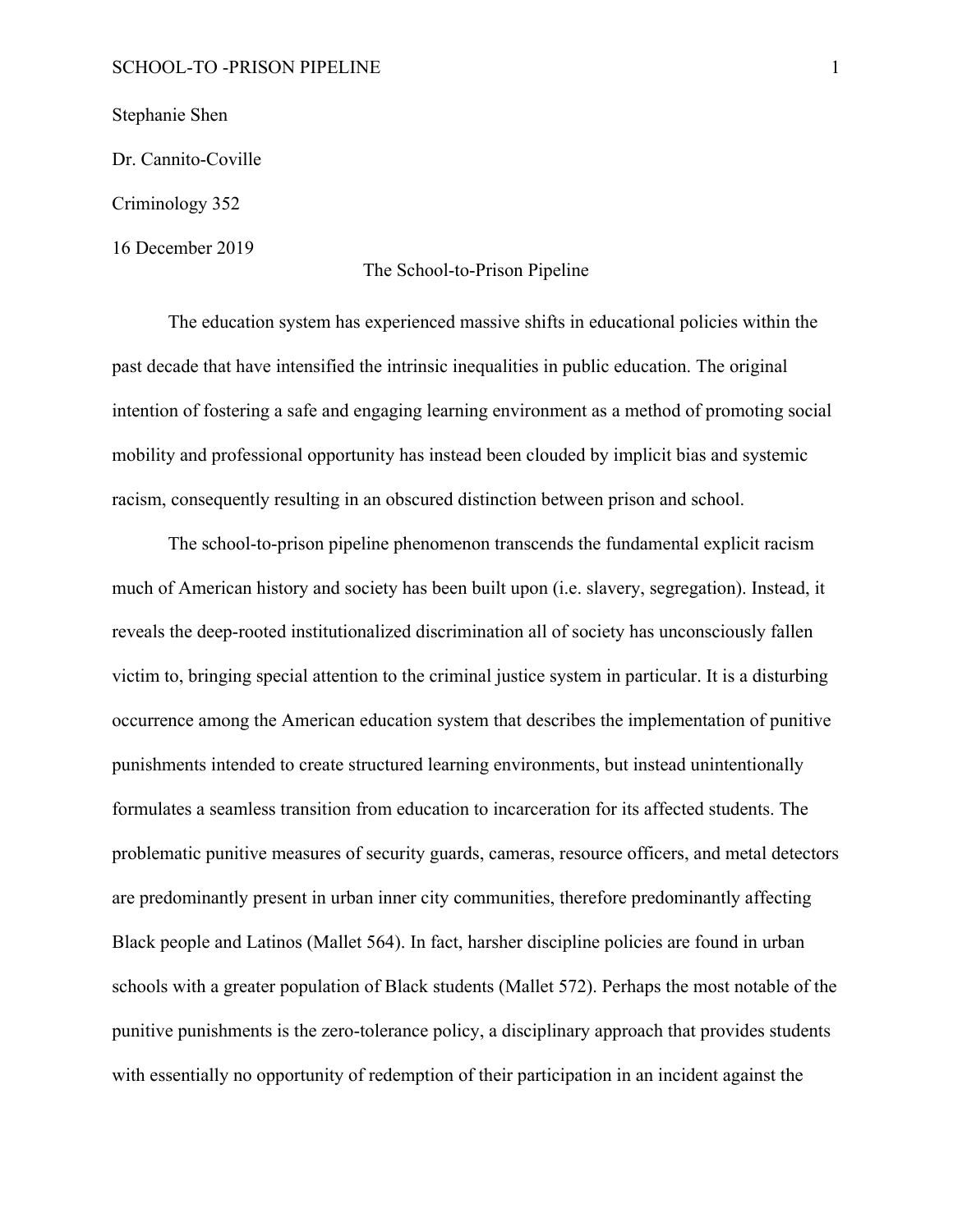Stephanie Shen

Dr. Cannito-Coville

Criminology 352

16 December 2019

# The School-to-Prison Pipeline

The education system has experienced massive shifts in educational policies within the past decade that have intensified the intrinsic inequalities in public education. The original intention of fostering a safe and engaging learning environment as a method of promoting social mobility and professional opportunity has instead been clouded by implicit bias and systemic racism, consequently resulting in an obscured distinction between prison and school.

The school-to-prison pipeline phenomenon transcends the fundamental explicit racism much of American history and society has been built upon (i.e. slavery, segregation). Instead, it reveals the deep-rooted institutionalized discrimination all of society has unconsciously fallen victim to, bringing special attention to the criminal justice system in particular. It is a disturbing occurrence among the American education system that describes the implementation of punitive punishments intended to create structured learning environments, but instead unintentionally formulates a seamless transition from education to incarceration for its affected students. The problematic punitive measures of security guards, cameras, resource officers, and metal detectors are predominantly present in urban inner city communities, therefore predominantly affecting Black people and Latinos (Mallet 564). In fact, harsher discipline policies are found in urban schools with a greater population of Black students (Mallet 572). Perhaps the most notable of the punitive punishments is the zero-tolerance policy, a disciplinary approach that provides students with essentially no opportunity of redemption of their participation in an incident against the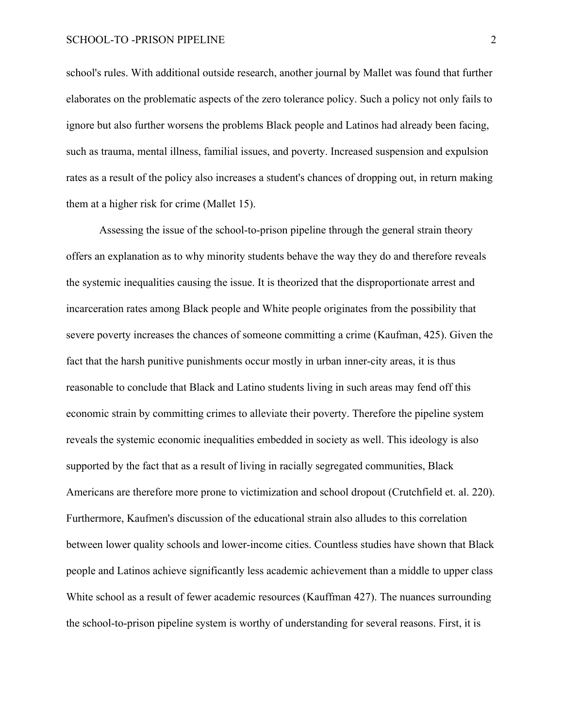school's rules. With additional outside research, another journal by Mallet was found that further elaborates on the problematic aspects of the zero tolerance policy. Such a policy not only fails to ignore but also further worsens the problems Black people and Latinos had already been facing, such as trauma, mental illness, familial issues, and poverty. Increased suspension and expulsion rates as a result of the policy also increases a student's chances of dropping out, in return making them at a higher risk for crime (Mallet 15).

Assessing the issue of the school-to-prison pipeline through the general strain theory offers an explanation as to why minority students behave the way they do and therefore reveals the systemic inequalities causing the issue. It is theorized that the disproportionate arrest and incarceration rates among Black people and White people originates from the possibility that severe poverty increases the chances of someone committing a crime (Kaufman, 425). Given the fact that the harsh punitive punishments occur mostly in urban inner-city areas, it is thus reasonable to conclude that Black and Latino students living in such areas may fend off this economic strain by committing crimes to alleviate their poverty. Therefore the pipeline system reveals the systemic economic inequalities embedded in society as well. This ideology is also supported by the fact that as a result of living in racially segregated communities, Black Americans are therefore more prone to victimization and school dropout (Crutchfield et. al. 220). Furthermore, Kaufmen's discussion of the educational strain also alludes to this correlation between lower quality schools and lower-income cities. Countless studies have shown that Black people and Latinos achieve significantly less academic achievement than a middle to upper class White school as a result of fewer academic resources (Kauffman 427). The nuances surrounding the school-to-prison pipeline system is worthy of understanding for several reasons. First, it is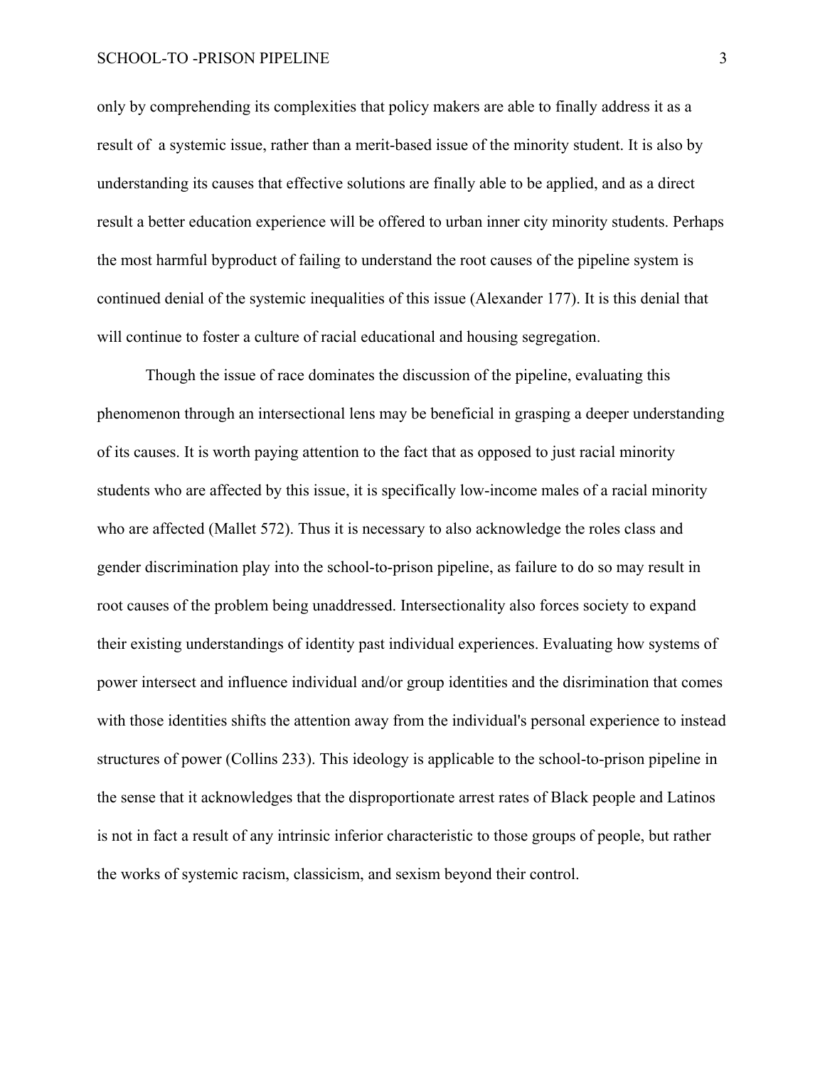only by comprehending its complexities that policy makers are able to finally address it as a result of a systemic issue, rather than a merit-based issue of the minority student. It is also by understanding its causes that effective solutions are finally able to be applied, and as a direct result a better education experience will be offered to urban inner city minority students. Perhaps the most harmful byproduct of failing to understand the root causes of the pipeline system is continued denial of the systemic inequalities of this issue (Alexander 177). It is this denial that will continue to foster a culture of racial educational and housing segregation.

Though the issue of race dominates the discussion of the pipeline, evaluating this phenomenon through an intersectional lens may be beneficial in grasping a deeper understanding of its causes. It is worth paying attention to the fact that as opposed to just racial minority students who are affected by this issue, it is specifically low-income males of a racial minority who are affected (Mallet 572). Thus it is necessary to also acknowledge the roles class and gender discrimination play into the school-to-prison pipeline, as failure to do so may result in root causes of the problem being unaddressed. Intersectionality also forces society to expand their existing understandings of identity past individual experiences. Evaluating how systems of power intersect and influence individual and/or group identities and the disrimination that comes with those identities shifts the attention away from the individual's personal experience to instead structures of power (Collins 233). This ideology is applicable to the school-to-prison pipeline in the sense that it acknowledges that the disproportionate arrest rates of Black people and Latinos is not in fact a result of any intrinsic inferior characteristic to those groups of people, but rather the works of systemic racism, classicism, and sexism beyond their control.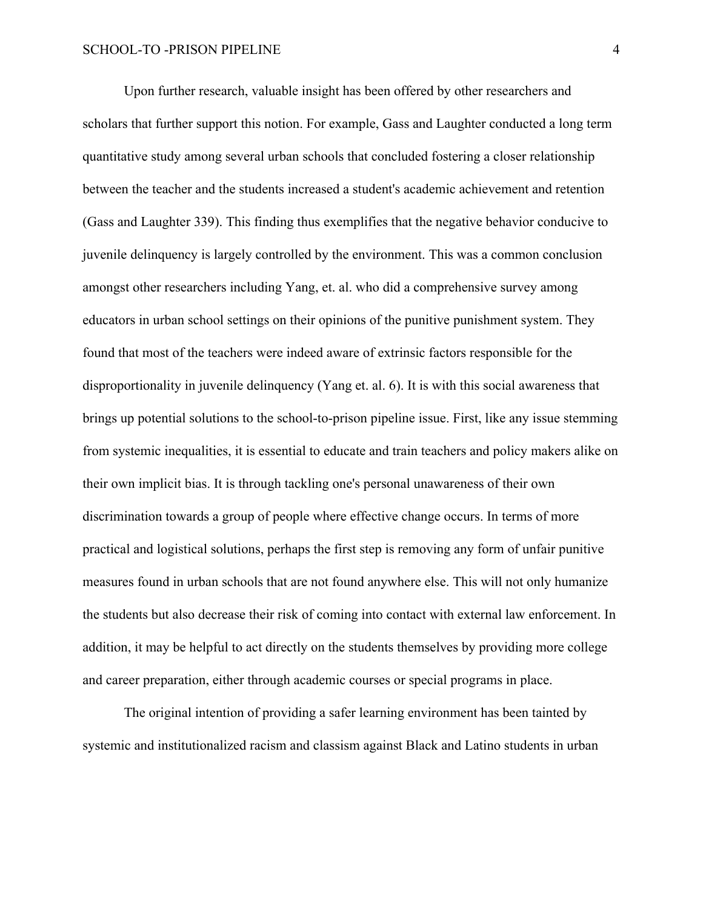Upon further research, valuable insight has been offered by other researchers and scholars that further support this notion. For example, Gass and Laughter conducted a long term quantitative study among several urban schools that concluded fostering a closer relationship between the teacher and the students increased a student's academic achievement and retention (Gass and Laughter 339). This finding thus exemplifies that the negative behavior conducive to juvenile delinquency is largely controlled by the environment. This was a common conclusion amongst other researchers including Yang, et. al. who did a comprehensive survey among educators in urban school settings on their opinions of the punitive punishment system. They found that most of the teachers were indeed aware of extrinsic factors responsible for the disproportionality in juvenile delinquency (Yang et. al. 6). It is with this social awareness that brings up potential solutions to the school-to-prison pipeline issue. First, like any issue stemming from systemic inequalities, it is essential to educate and train teachers and policy makers alike on their own implicit bias. It is through tackling one's personal unawareness of their own discrimination towards a group of people where effective change occurs. In terms of more practical and logistical solutions, perhaps the first step is removing any form of unfair punitive measures found in urban schools that are not found anywhere else. This will not only humanize the students but also decrease their risk of coming into contact with external law enforcement. In addition, it may be helpful to act directly on the students themselves by providing more college and career preparation, either through academic courses or special programs in place.

The original intention of providing a safer learning environment has been tainted by systemic and institutionalized racism and classism against Black and Latino students in urban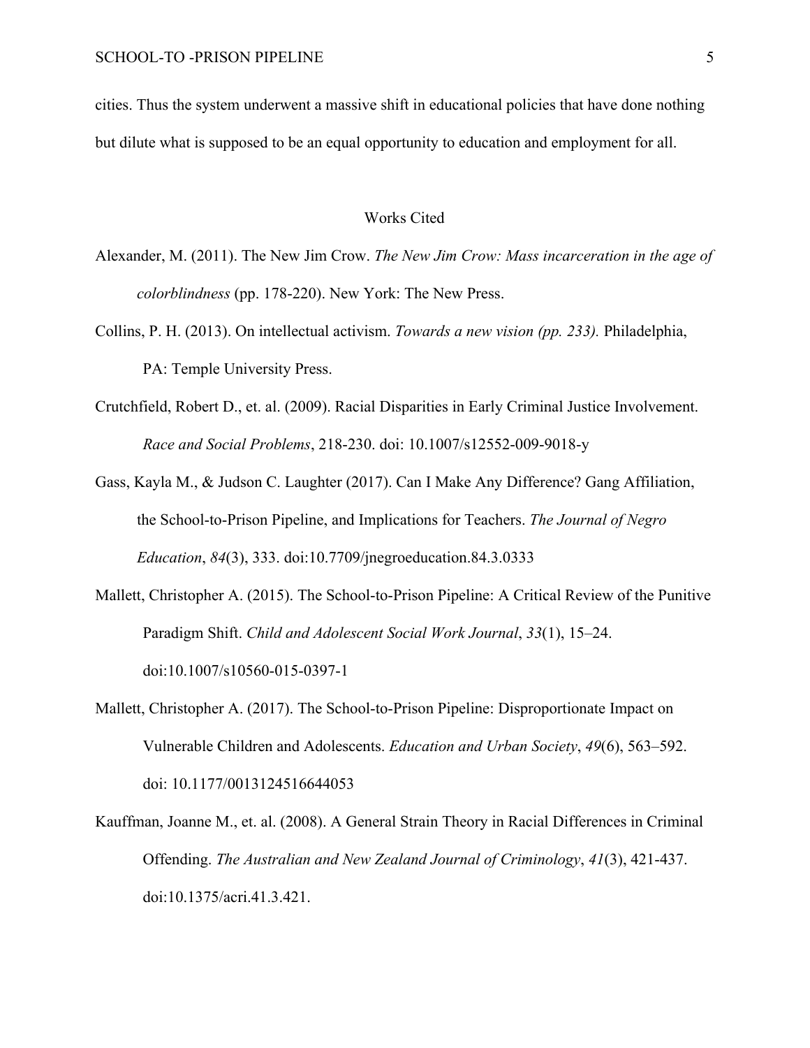cities. Thus the system underwent a massive shift in educational policies that have done nothing but dilute what is supposed to be an equal opportunity to education and employment for all.

## Works Cited

Alexander, M. (2011). The New Jim Crow. *The New Jim Crow: Mass incarceration in the age of colorblindness* (pp. 178-220). New York: The New Press.

Collins, P. H. (2013). On intellectual activism. *Towards a new vision (pp. 233).* Philadelphia, PA: Temple University Press.

Crutchfield, Robert D., et. al. (2009). Racial Disparities in Early Criminal Justice Involvement. *Race and Social Problems*, 218-230. doi: 10.1007/s12552-009-9018-y

Gass, Kayla M., & Judson C. Laughter (2017). Can I Make Any Difference? Gang Affiliation, the School-to-Prison Pipeline, and Implications for Teachers. *The Journal of Negro Education*, *84*(3), 333. doi:10.7709/jnegroeducation.84.3.0333

Mallett, Christopher A. (2015). The School-to-Prison Pipeline: A Critical Review of the Punitive Paradigm Shift. *Child and Adolescent Social Work Journal*, *33*(1), 15–24. doi:10.1007/s10560-015-0397-1

Mallett, Christopher A. (2017). The School-to-Prison Pipeline: Disproportionate Impact on Vulnerable Children and Adolescents. *Education and Urban Society*, *49*(6), 563–592. doi: 10.1177/0013124516644053

Kauffman, Joanne M., et. al. (2008). A General Strain Theory in Racial Differences in Criminal Offending. *The Australian and New Zealand Journal of Criminology*, *41*(3), 421-437. doi:10.1375/acri.41.3.421.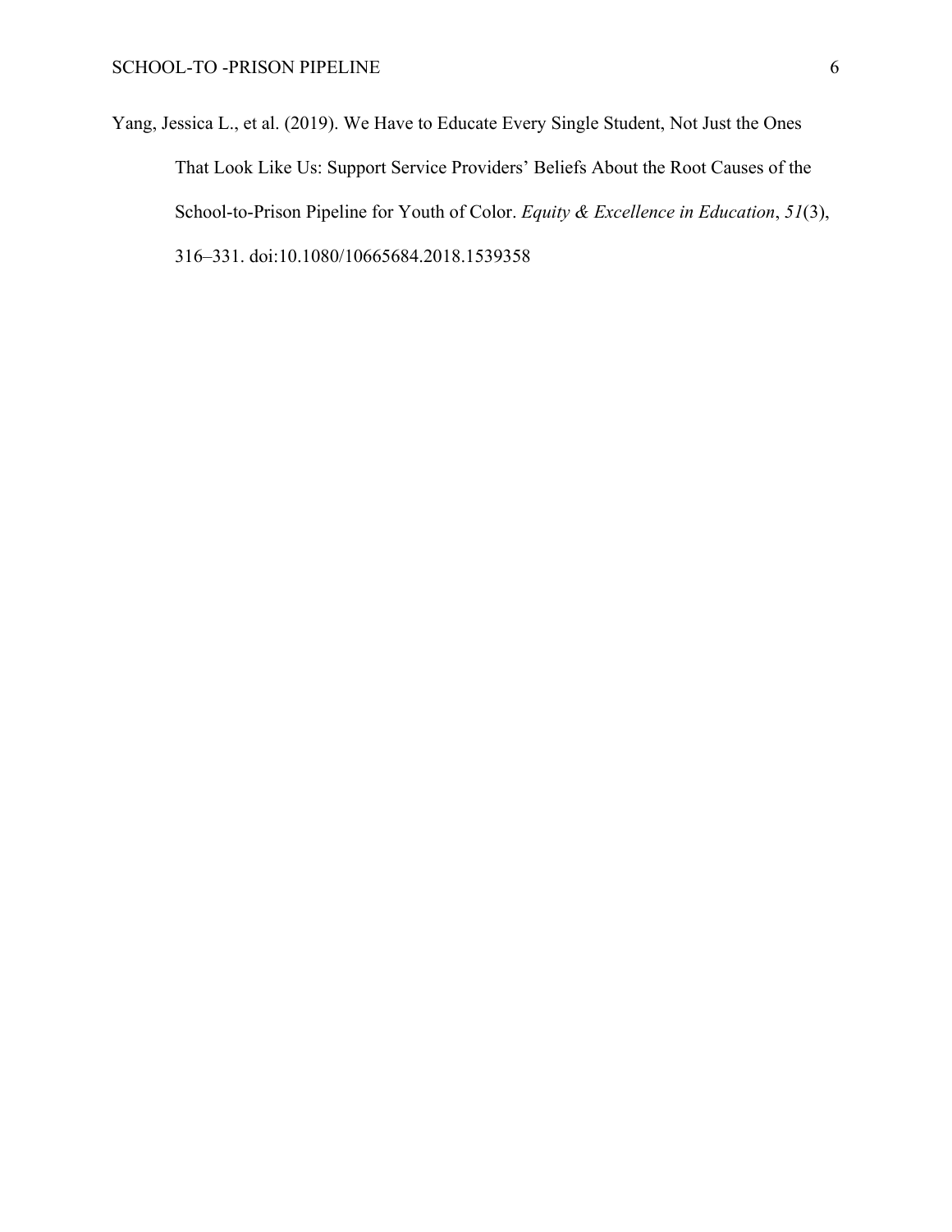Yang, Jessica L., et al. (2019). We Have to Educate Every Single Student, Not Just the Ones That Look Like Us: Support Service Providers' Beliefs About the Root Causes of the School-to-Prison Pipeline for Youth of Color. *Equity & Excellence in Education*, *51*(3), 316–331. doi:10.1080/10665684.2018.1539358